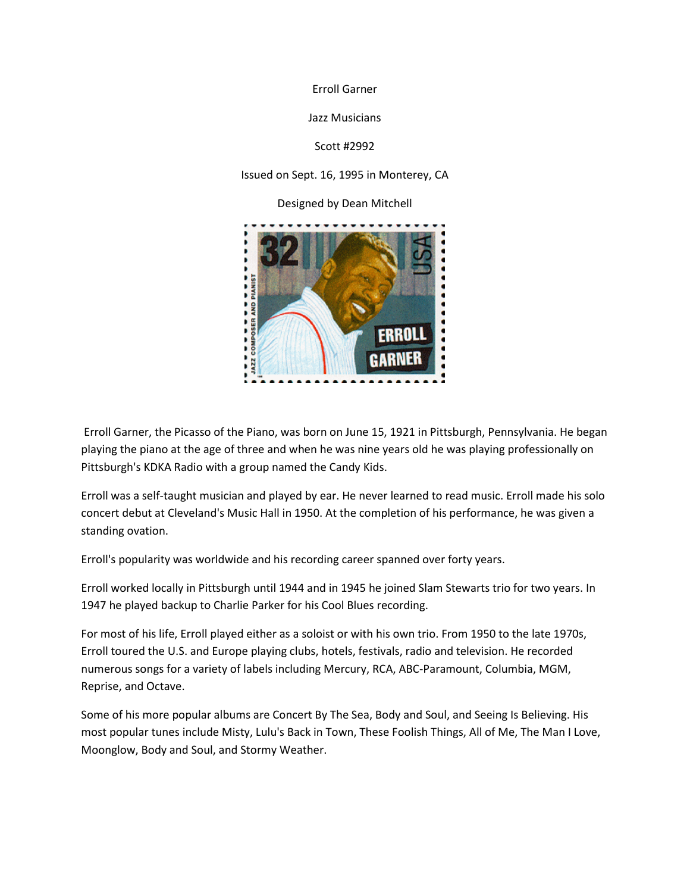Erroll Garner

Jazz Musicians

Scott #2992

Issued on Sept. 16, 1995 in Monterey, CA

Designed by Dean Mitchell

Erroll Garner, the Picasso of the Piano, was born on June 15, 1921 in Pittsburgh, Pennsylvania. He began playing the piano at the age of three and when he was nine years old he was playing professionally on Pittsburgh's KDKA Radio with a group named the Candy Kids.

Erroll was a self-taught musician and played by ear. He never learned to read music. Erroll made his solo concert debut at Cleveland's Music Hall in 1950. At the completion of his performance, he was given a standing ovation.

Erroll's popularity was worldwide and his recording career spanned over forty years.

Erroll worked locally in Pittsburgh until 1944 and in 1945 he joined Slam Stewarts trio for two years. In 1947 he played backup to Charlie Parker for his Cool Blues recording.

For most of his life, Erroll played either as a soloist or with his own trio. From 1950 to the late 1970s, Erroll toured the U.S. and Europe playing clubs, hotels, festivals, radio and television. He recorded numerous songs for a variety of labels including Mercury, RCA, ABC-Paramount, Columbia, MGM, Reprise, and Octave.

Some of his more popular albums are Concert By The Sea, Body and Soul, and Seeing Is Believing. His most popular tunes include Misty, Lulu's Back in Town, These Foolish Things, All of Me, The Man I Love, Moonglow, Body and Soul, and Stormy Weather.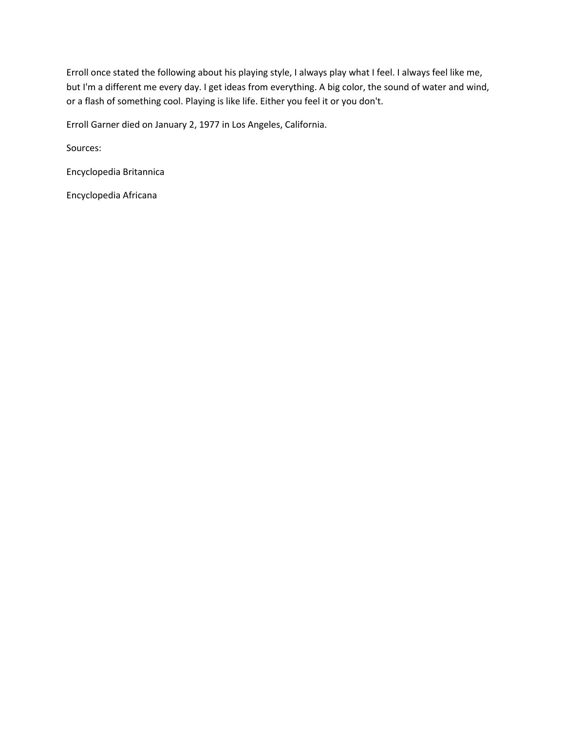Erroll once stated the following about his playing style, I always play what I feel. I always feel like me, but I'm a different me every day. I get ideas from everything. A big color, the sound of water and wind, or a flash of something cool. Playing is like life. Either you feel it or you don't.

Erroll Garner died on January 2, 1977 in Los Angeles, California.

Sources:

Encyclopedia Britannica

Encyclopedia Africana